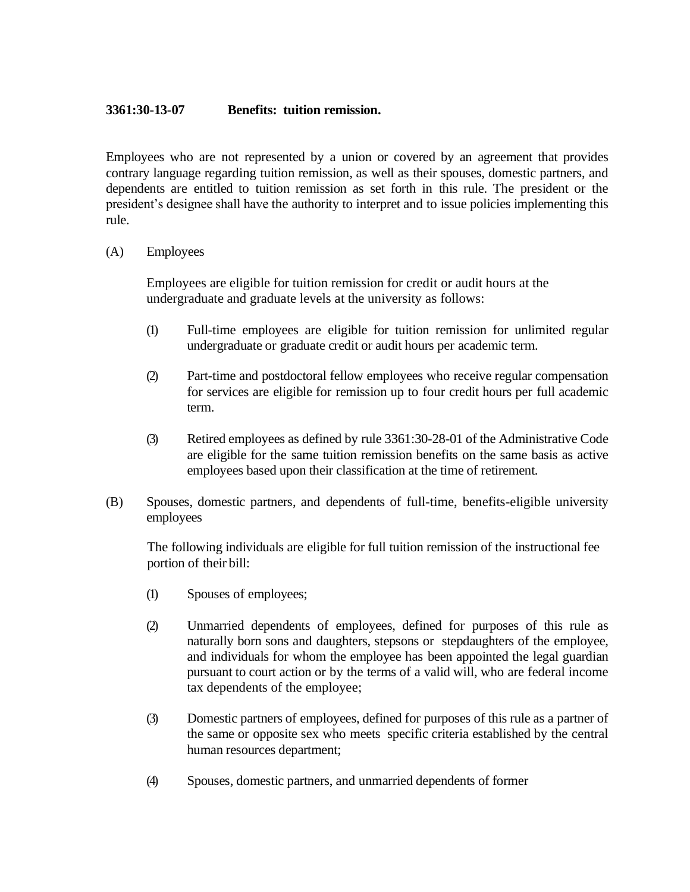# 3361:30-13-07 Benefits: tuition remission.

Employees who are not represented by a union or covered by an agreement that provides contrary language regarding tuition remission, as well as their spouses, domestic partners, and dependents are entitled to tuition remission as set forth in this rule. The president or the president's designee shall have the authority to interpret and to issue policies implementing this rule.

(A) Employees

Employees are eligible for tuition remission for credit or audit hours at the undergraduate and graduate levels at the university as follows:

(1) Full-time employees are eligible for tuition remission for unlimited regular undergraduate or graduate credit or audit hours per academic term.

(2) Part-time and postdoctoral fellow employees who receive regular compensation for services are eligible for remission up to four credit hours per full academic term.

(3) Retired employees as defined by rule 3361:30-28-01 of the Administrative Code are eligible for the same tuition remission benefits on the same basis as active employees based upon their classification at the time of retirement.

(B) Spouses, domestic partners, and dependents of full-time, benefits-eligible university employees

The following individuals are eligible for full tuition remission of the instructional fee portion of their bill:

(1) Spouses of employees;

(2) Unmarried dependents of employees, defined for purposes of this rule as naturally born sons and daughters, stepsons or stepdaughters of the employee, and individuals for whom the employee has been appointed the legal guardian pursuant to court action or by the terms of a valid will, who are federal income tax dependents of the employee;

(3) Domestic partners of employees, defined for purposes of this rule as a partner of the same or opposite sex who meets specific criteria established by the central human resources department;

(4) Spouses, domestic partners, and unmarried dependents of former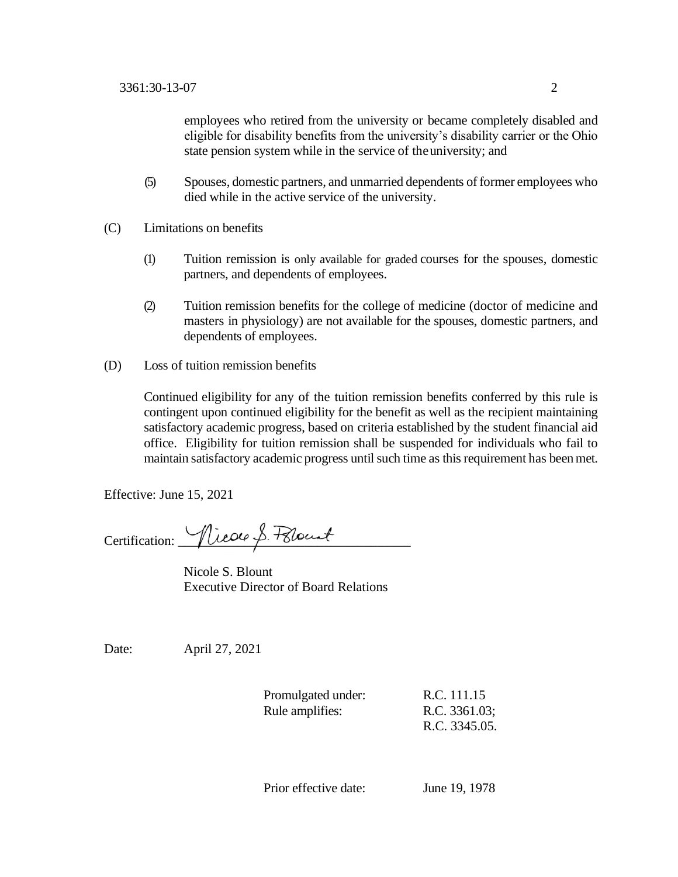employees who retired from the university or became completely disabled and eligible for disability benefits from the university's disability carrier or the Ohio state pension system while in the service of the university; and

(5) Spouses, domestic partners, and unmarried dependents of former employees who died while in the active service of the university.

(C) Limitations on benefits

(1) Tuition remission is only available for graded courses for the spouses, domestic partners, and dependents of employees.

(2) Tuition remission benefits for the college of medicine (doctor of medicine and masters in physiology) are not available for the spouses, domestic partners, and dependents of employees.

(D) Loss of tuition remission benefits

Continued eligibility for any of the tuition remission benefits conferred by this rule is contingent upon continued eligibility for the benefit as well as the recipient maintaining satisfactory academic progress, based on criteria established by the student financial aid office. Eligibility for tuition remission shall be suspended for individuals who fail to maintain satisfactory academic progress until such time as this requirement has been met.

Effective: June 15, 2021

Certification: ______________________________

Nicole S. Blount
Executive Director of Board Relations

Date: April 27, 2021

| | |
|---|---|
| Promulgated under: | R.C. 111.15 |
| Rule amplifies: | R.C. 3361.03; R.C. 3345.05. |
| Prior effective date: | June 19, 1978 |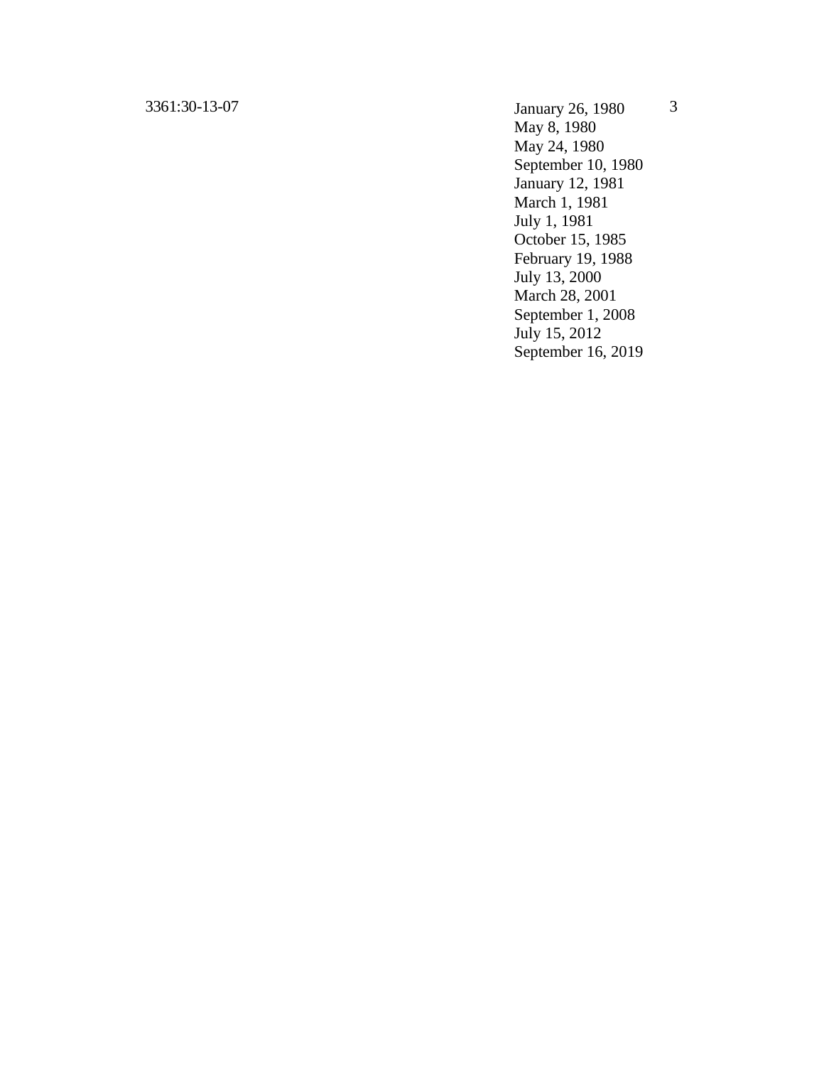January 26, 1980
May 8, 1980
May 24, 1980
September 10, 1980
January 12, 1981
March 1, 1981
July 1, 1981
October 15, 1985
February 19, 1988
July 13, 2000
March 28, 2001
September 1, 2008
July 15, 2012
September 16, 2019